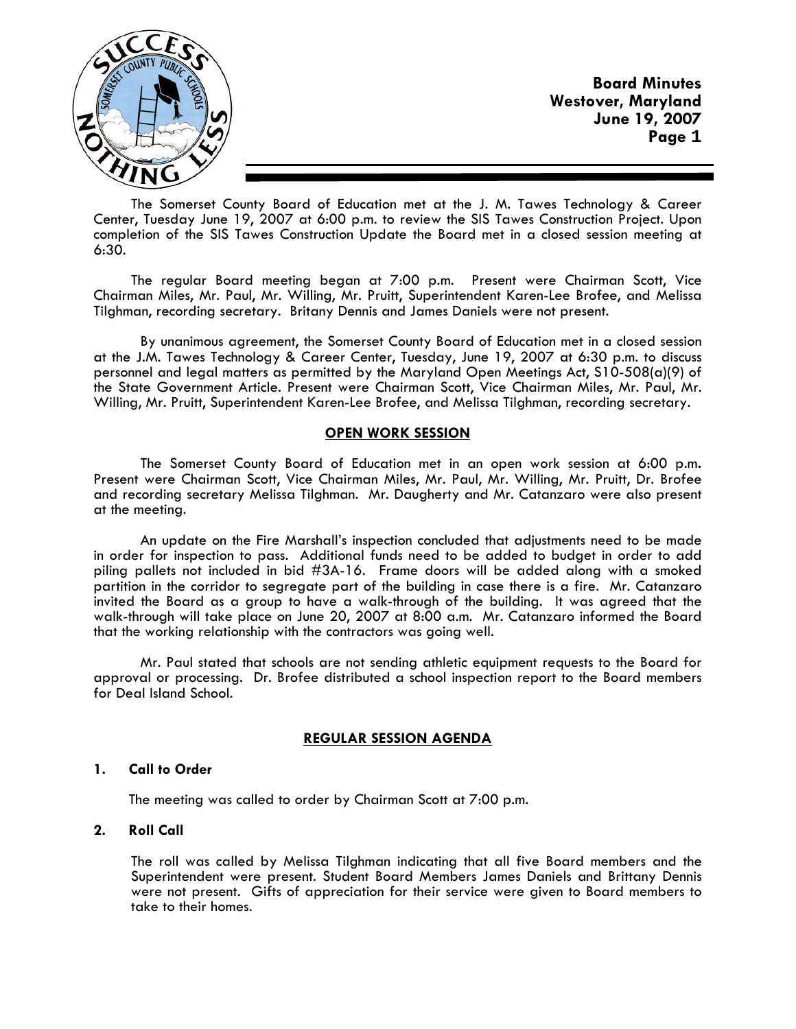**Board Minutes**
**Westover, Maryland**
**June 19, 2007**

The Somerset County Board of Education met at the J. M. Tawes Technology & Career Center, Tuesday June 19, 2007 at 6:00 p.m. to review the SIS Tawes Construction Project. Upon completion of the SIS Tawes Construction Update the Board met in a closed session meeting at 6:30.

The regular Board meeting began at 7:00 p.m. Present were Chairman Scott, Vice Chairman Miles, Mr. Paul, Mr. Willing, Mr. Pruitt, Superintendent Karen-Lee Brofee, and Melissa Tilghman, recording secretary. Britany Dennis and James Daniels were not present.

By unanimous agreement, the Somerset County Board of Education met in a closed session at the J.M. Tawes Technology & Career Center, Tuesday, June 19, 2007 at 6:30 p.m. to discuss personnel and legal matters as permitted by the Maryland Open Meetings Act, S10-508(a)(9) of the State Government Article. Present were Chairman Scott, Vice Chairman Miles, Mr. Paul, Mr. Willing, Mr. Pruitt, Superintendent Karen-Lee Brofee, and Melissa Tilghman, recording secretary.

## OPEN WORK SESSION

The Somerset County Board of Education met in an open work session at 6:00 p.m. Present were Chairman Scott, Vice Chairman Miles, Mr. Paul, Mr. Willing, Mr. Pruitt, Dr. Brofee and recording secretary Melissa Tilghman. Mr. Daugherty and Mr. Catanzaro were also present at the meeting.

An update on the Fire Marshall's inspection concluded that adjustments need to be made in order for inspection to pass. Additional funds need to be added to budget in order to add piling pallets not included in bid #3A-16. Frame doors will be added along with a smoked partition in the corridor to segregate part of the building in case there is a fire. Mr. Catanzaro invited the Board as a group to have a walk-through of the building. It was agreed that the walk-through will take place on June 20, 2007 at 8:00 a.m. Mr. Catanzaro informed the Board that the working relationship with the contractors was going well.

Mr. Paul stated that schools are not sending athletic equipment requests to the Board for approval or processing. Dr. Brofee distributed a school inspection report to the Board members for Deal Island School.

## REGULAR SESSION AGENDA

### 1. Call to Order

The meeting was called to order by Chairman Scott at 7:00 p.m.

### 2. Roll Call

The roll was called by Melissa Tilghman indicating that all five Board members and the Superintendent were present. Student Board Members James Daniels and Brittany Dennis were not present. Gifts of appreciation for their service were given to Board members to take to their homes.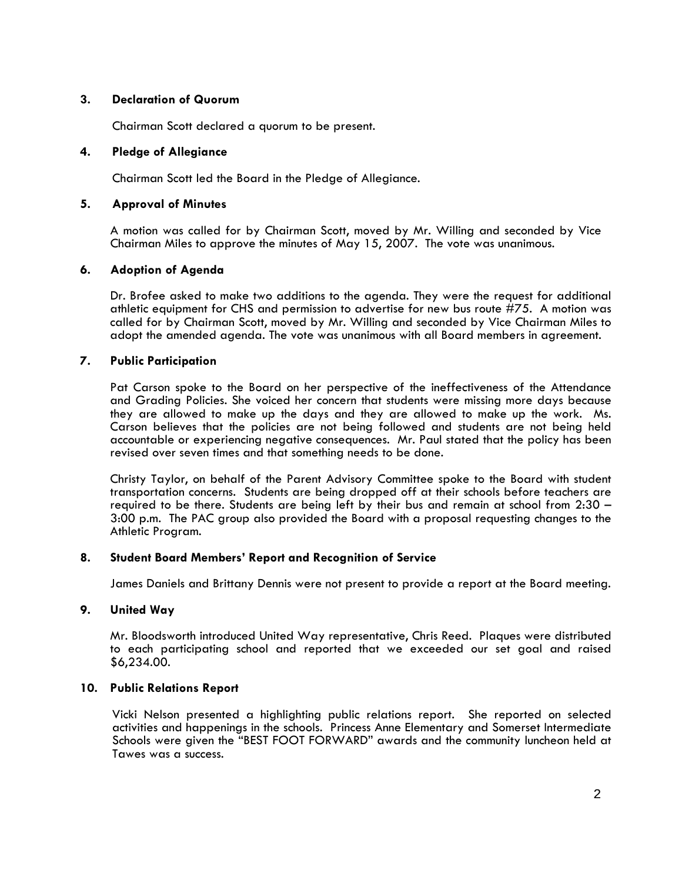## 3. Declaration of Quorum

Chairman Scott declared a quorum to be present.

## 4. Pledge of Allegiance

Chairman Scott led the Board in the Pledge of Allegiance.

## 5. Approval of Minutes

A motion was called for by Chairman Scott, moved by Mr. Willing and seconded by Vice Chairman Miles to approve the minutes of May 15, 2007. The vote was unanimous.

## 6. Adoption of Agenda

Dr. Brofee asked to make two additions to the agenda. They were the request for additional athletic equipment for CHS and permission to advertise for new bus route #75. A motion was called for by Chairman Scott, moved by Mr. Willing and seconded by Vice Chairman Miles to adopt the amended agenda. The vote was unanimous with all Board members in agreement.

## 7. Public Participation

Pat Carson spoke to the Board on her perspective of the ineffectiveness of the Attendance and Grading Policies. She voiced her concern that students were missing more days because they are allowed to make up the days and they are allowed to make up the work. Ms. Carson believes that the policies are not being followed and students are not being held accountable or experiencing negative consequences. Mr. Paul stated that the policy has been revised over seven times and that something needs to be done.

Christy Taylor, on behalf of the Parent Advisory Committee spoke to the Board with student transportation concerns. Students are being dropped off at their schools before teachers are required to be there. Students are being left by their bus and remain at school from 2:30 – 3:00 p.m. The PAC group also provided the Board with a proposal requesting changes to the Athletic Program.

## 8. Student Board Members' Report and Recognition of Service

James Daniels and Brittany Dennis were not present to provide a report at the Board meeting.

## 9. United Way

Mr. Bloodsworth introduced United Way representative, Chris Reed. Plaques were distributed to each participating school and reported that we exceeded our set goal and raised $6,234.00.

## 10. Public Relations Report

Vicki Nelson presented a highlighting public relations report. She reported on selected activities and happenings in the schools. Princess Anne Elementary and Somerset Intermediate Schools were given the "BEST FOOT FORWARD" awards and the community luncheon held at Tawes was a success.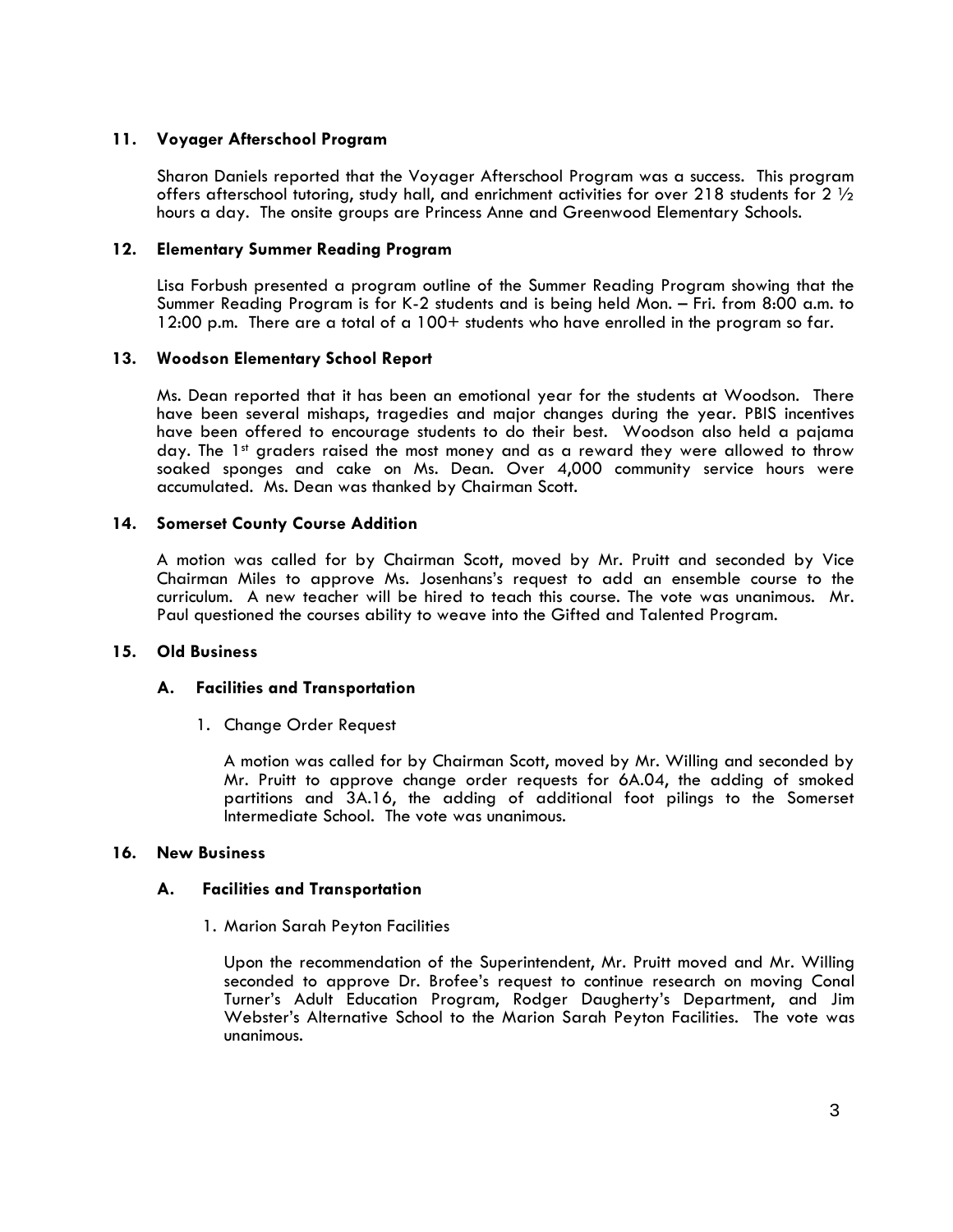## 11. Voyager Afterschool Program

Sharon Daniels reported that the Voyager Afterschool Program was a success. This program offers afterschool tutoring, study hall, and enrichment activities for over 218 students for 2 ½ hours a day. The onsite groups are Princess Anne and Greenwood Elementary Schools.

## 12. Elementary Summer Reading Program

Lisa Forbush presented a program outline of the Summer Reading Program showing that the Summer Reading Program is for K-2 students and is being held Mon. – Fri. from 8:00 a.m. to 12:00 p.m. There are a total of a 100+ students who have enrolled in the program so far.

## 13. Woodson Elementary School Report

Ms. Dean reported that it has been an emotional year for the students at Woodson. There have been several mishaps, tragedies and major changes during the year. PBIS incentives have been offered to encourage students to do their best. Woodson also held a pajama day. The 1st graders raised the most money and as a reward they were allowed to throw soaked sponges and cake on Ms. Dean. Over 4,000 community service hours were accumulated. Ms. Dean was thanked by Chairman Scott.

## 14. Somerset County Course Addition

A motion was called for by Chairman Scott, moved by Mr. Pruitt and seconded by Vice Chairman Miles to approve Ms. Josenhans's request to add an ensemble course to the curriculum. A new teacher will be hired to teach this course. The vote was unanimous. Mr. Paul questioned the courses ability to weave into the Gifted and Talented Program.

## 15. Old Business

### A. Facilities and Transportation

1. Change Order Request

   A motion was called for by Chairman Scott, moved by Mr. Willing and seconded by Mr. Pruitt to approve change order requests for 6A.04, the adding of smoked partitions and 3A.16, the adding of additional foot pilings to the Somerset Intermediate School. The vote was unanimous.

## 16. New Business

### A. Facilities and Transportation

1. Marion Sarah Peyton Facilities

   Upon the recommendation of the Superintendent, Mr. Pruitt moved and Mr. Willing seconded to approve Dr. Brofee's request to continue research on moving Conal Turner's Adult Education Program, Rodger Daugherty's Department, and Jim Webster's Alternative School to the Marion Sarah Peyton Facilities. The vote was unanimous.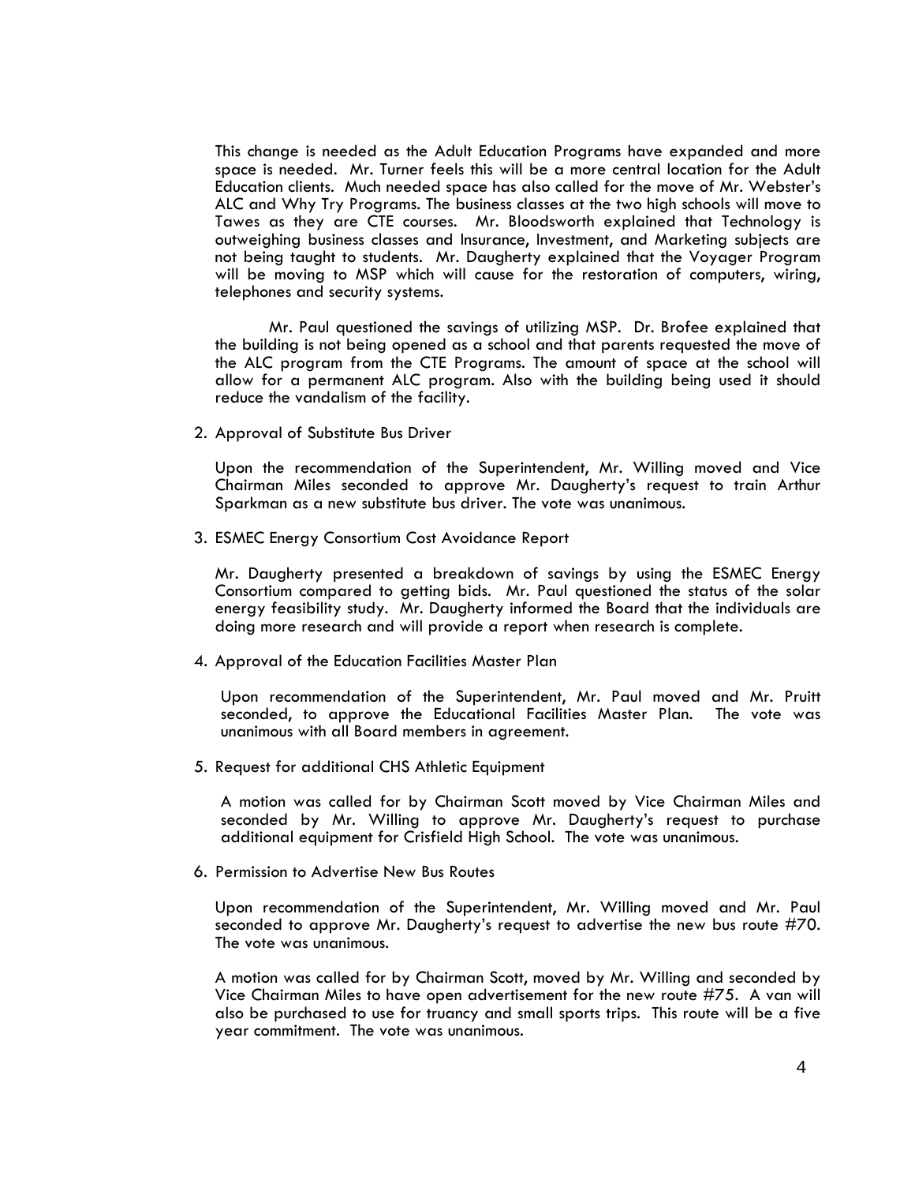This change is needed as the Adult Education Programs have expanded and more space is needed. Mr. Turner feels this will be a more central location for the Adult Education clients. Much needed space has also called for the move of Mr. Webster's ALC and Why Try Programs. The business classes at the two high schools will move to Tawes as they are CTE courses. Mr. Bloodsworth explained that Technology is outweighing business classes and Insurance, Investment, and Marketing subjects are not being taught to students. Mr. Daugherty explained that the Voyager Program will be moving to MSP which will cause for the restoration of computers, wiring, telephones and security systems.

Mr. Paul questioned the savings of utilizing MSP. Dr. Brofee explained that the building is not being opened as a school and that parents requested the move of the ALC program from the CTE Programs. The amount of space at the school will allow for a permanent ALC program. Also with the building being used it should reduce the vandalism of the facility.

2. Approval of Substitute Bus Driver

   Upon the recommendation of the Superintendent, Mr. Willing moved and Vice Chairman Miles seconded to approve Mr. Daugherty's request to train Arthur Sparkman as a new substitute bus driver. The vote was unanimous.

3. ESMEC Energy Consortium Cost Avoidance Report

   Mr. Daugherty presented a breakdown of savings by using the ESMEC Energy Consortium compared to getting bids. Mr. Paul questioned the status of the solar energy feasibility study. Mr. Daugherty informed the Board that the individuals are doing more research and will provide a report when research is complete.

4. Approval of the Education Facilities Master Plan

   Upon recommendation of the Superintendent, Mr. Paul moved and Mr. Pruitt seconded, to approve the Educational Facilities Master Plan. The vote was unanimous with all Board members in agreement.

5. Request for additional CHS Athletic Equipment

   A motion was called for by Chairman Scott moved by Vice Chairman Miles and seconded by Mr. Willing to approve Mr. Daugherty's request to purchase additional equipment for Crisfield High School. The vote was unanimous.

6. Permission to Advertise New Bus Routes

   Upon recommendation of the Superintendent, Mr. Willing moved and Mr. Paul seconded to approve Mr. Daugherty's request to advertise the new bus route #70. The vote was unanimous.

   A motion was called for by Chairman Scott, moved by Mr. Willing and seconded by Vice Chairman Miles to have open advertisement for the new route #75. A van will also be purchased to use for truancy and small sports trips. This route will be a five year commitment. The vote was unanimous.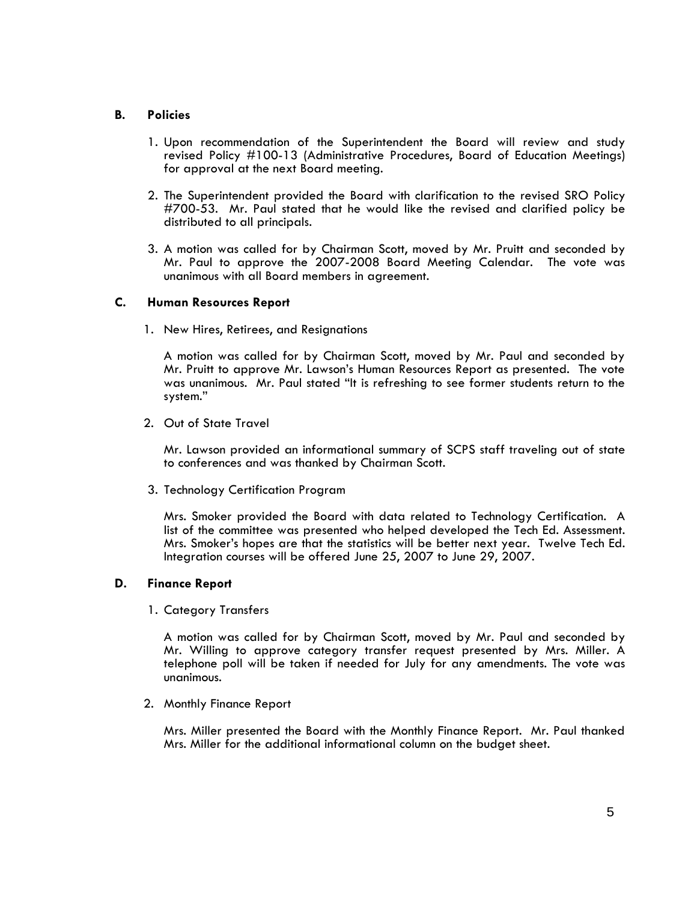**B. Policies**

1. Upon recommendation of the Superintendent the Board will review and study revised Policy #100-13 (Administrative Procedures, Board of Education Meetings) for approval at the next Board meeting.

2. The Superintendent provided the Board with clarification to the revised SRO Policy #700-53. Mr. Paul stated that he would like the revised and clarified policy be distributed to all principals.

3. A motion was called for by Chairman Scott, moved by Mr. Pruitt and seconded by Mr. Paul to approve the 2007-2008 Board Meeting Calendar. The vote was unanimous with all Board members in agreement.

**C. Human Resources Report**

1. New Hires, Retirees, and Resignations

   A motion was called for by Chairman Scott, moved by Mr. Paul and seconded by Mr. Pruitt to approve Mr. Lawson's Human Resources Report as presented. The vote was unanimous. Mr. Paul stated "It is refreshing to see former students return to the system."

2. Out of State Travel

   Mr. Lawson provided an informational summary of SCPS staff traveling out of state to conferences and was thanked by Chairman Scott.

3. Technology Certification Program

   Mrs. Smoker provided the Board with data related to Technology Certification. A list of the committee was presented who helped developed the Tech Ed. Assessment. Mrs. Smoker's hopes are that the statistics will be better next year. Twelve Tech Ed. Integration courses will be offered June 25, 2007 to June 29, 2007.

**D. Finance Report**

1. Category Transfers

   A motion was called for by Chairman Scott, moved by Mr. Paul and seconded by Mr. Willing to approve category transfer request presented by Mrs. Miller. A telephone poll will be taken if needed for July for any amendments. The vote was unanimous.

2. Monthly Finance Report

   Mrs. Miller presented the Board with the Monthly Finance Report. Mr. Paul thanked Mrs. Miller for the additional informational column on the budget sheet.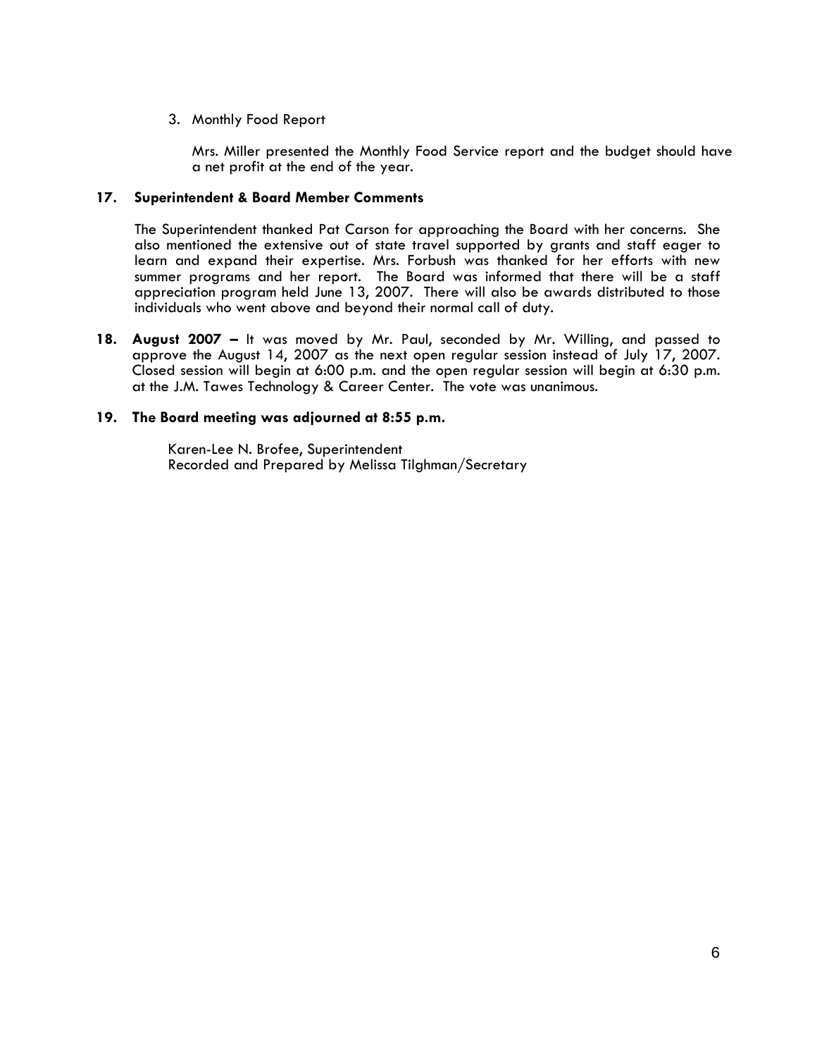3. Monthly Food Report

   Mrs. Miller presented the Monthly Food Service report and the budget should have a net profit at the end of the year.

**17. Superintendent & Board Member Comments**

The Superintendent thanked Pat Carson for approaching the Board with her concerns. She also mentioned the extensive out of state travel supported by grants and staff eager to learn and expand their expertise. Mrs. Forbush was thanked for her efforts with new summer programs and her report. The Board was informed that there will be a staff appreciation program held June 13, 2007. There will also be awards distributed to those individuals who went above and beyond their normal call of duty.

**18. August 2007 –** It was moved by Mr. Paul, seconded by Mr. Willing, and passed to approve the August 14, 2007 as the next open regular session instead of July 17, 2007. Closed session will begin at 6:00 p.m. and the open regular session will begin at 6:30 p.m. at the J.M. Tawes Technology & Career Center. The vote was unanimous.

**19. The Board meeting was adjourned at 8:55 p.m.**

Karen-Lee N. Brofee, Superintendent
Recorded and Prepared by Melissa Tilghman/Secretary